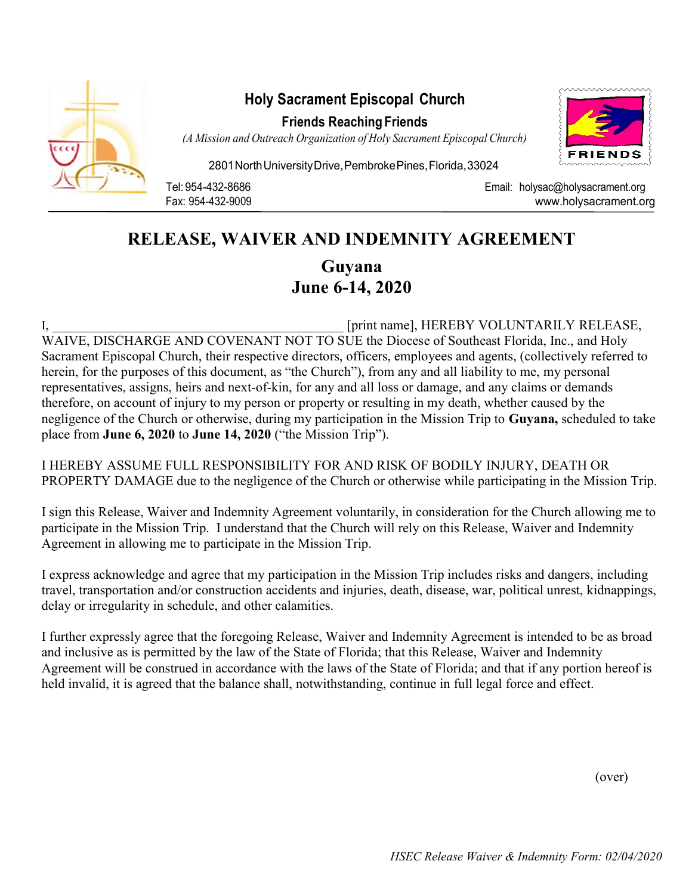**Holy Sacrament Episcopal Church**

**Friends Reaching Friends**

*(A Mission and Outreach Organization of Holy Sacrament Episcopal Church)*

2801 North University Drive, Pembroke Pines, Florida, 33024

Tel: 954-432-8686
Fax: 954-432-9009

Email: holysac@holysacrament.org
www.holysacrament.org

FRIENDS

# RELEASE, WAIVER AND INDEMNITY AGREEMENT

## Guyana
## June 6-14, 2020

I, ___________________________________________ [print name], HEREBY VOLUNTARILY RELEASE, WAIVE, DISCHARGE AND COVENANT NOT TO SUE the Diocese of Southeast Florida, Inc., and Holy Sacrament Episcopal Church, their respective directors, officers, employees and agents, (collectively referred to herein, for the purposes of this document, as "the Church"), from any and all liability to me, my personal representatives, assigns, heirs and next-of-kin, for any and all loss or damage, and any claims or demands therefore, on account of injury to my person or property or resulting in my death, whether caused by the negligence of the Church or otherwise, during my participation in the Mission Trip to **Guyana,** scheduled to take place from **June 6, 2020** to **June 14, 2020** ("the Mission Trip").

I HEREBY ASSUME FULL RESPONSIBILITY FOR AND RISK OF BODILY INJURY, DEATH OR PROPERTY DAMAGE due to the negligence of the Church or otherwise while participating in the Mission Trip.

I sign this Release, Waiver and Indemnity Agreement voluntarily, in consideration for the Church allowing me to participate in the Mission Trip. I understand that the Church will rely on this Release, Waiver and Indemnity Agreement in allowing me to participate in the Mission Trip.

I express acknowledge and agree that my participation in the Mission Trip includes risks and dangers, including travel, transportation and/or construction accidents and injuries, death, disease, war, political unrest, kidnappings, delay or irregularity in schedule, and other calamities.

I further expressly agree that the foregoing Release, Waiver and Indemnity Agreement is intended to be as broad and inclusive as is permitted by the law of the State of Florida; that this Release, Waiver and Indemnity Agreement will be construed in accordance with the laws of the State of Florida; and that if any portion hereof is held invalid, it is agreed that the balance shall, notwithstanding, continue in full legal force and effect.

(over)

*HSEC Release Waiver & Indemnity Form: 02/04/2020*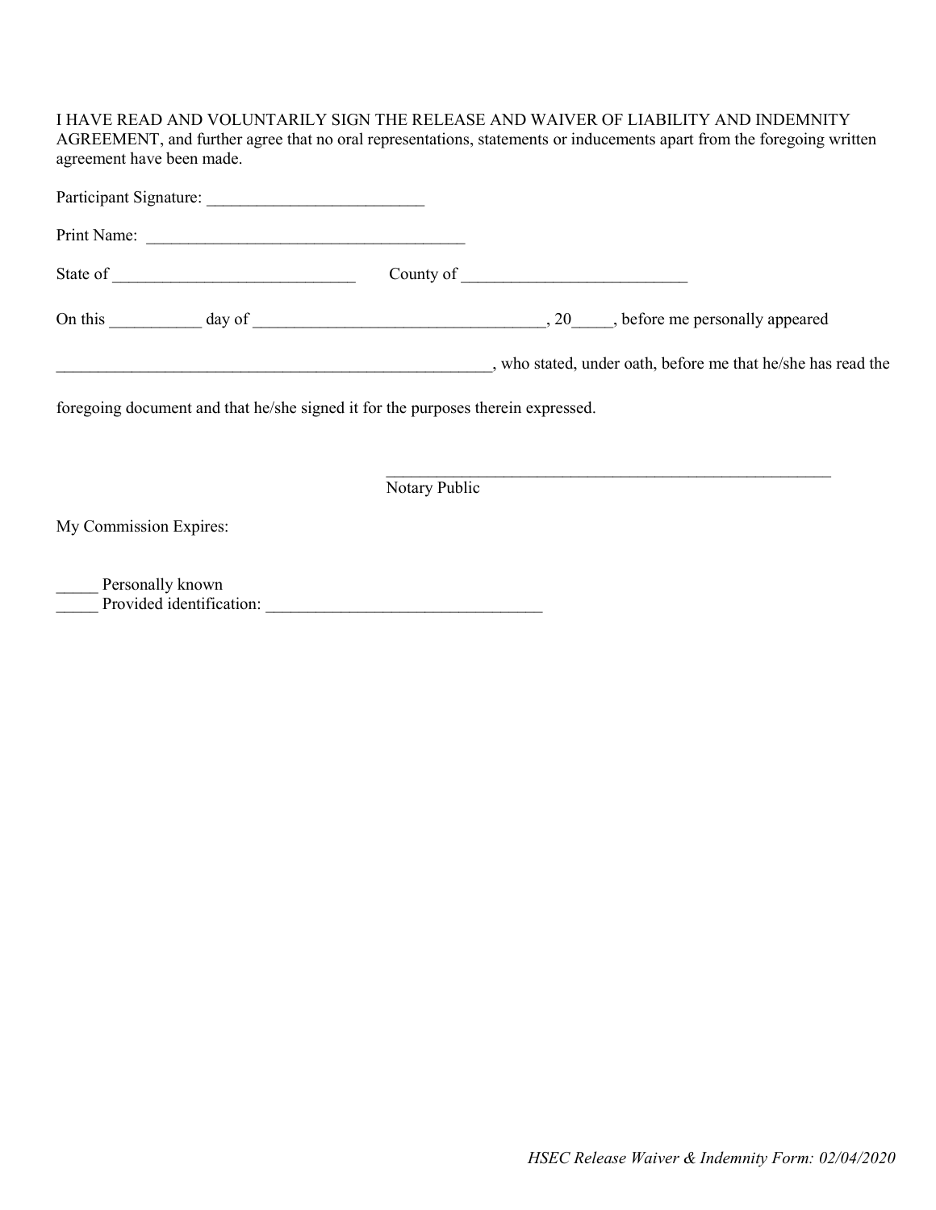I HAVE READ AND VOLUNTARILY SIGN THE RELEASE AND WAIVER OF LIABILITY AND INDEMNITY AGREEMENT, and further agree that no oral representations, statements or inducements apart from the foregoing written agreement have been made.

Participant Signature: __________________________

Print Name: ______________________________________

State of _____________________________ County of ___________________________

On this ___________ day of ___________________________________, 20_____, before me personally appeared

______________________________________________________, who stated, under oath, before me that he/she has read the

foregoing document and that he/she signed it for the purposes therein expressed.

________________________________________________________

Notary Public

My Commission Expires:

_____ Personally known

_____ Provided identification: _________________________________

*HSEC Release Waiver & Indemnity Form: 02/04/2020*